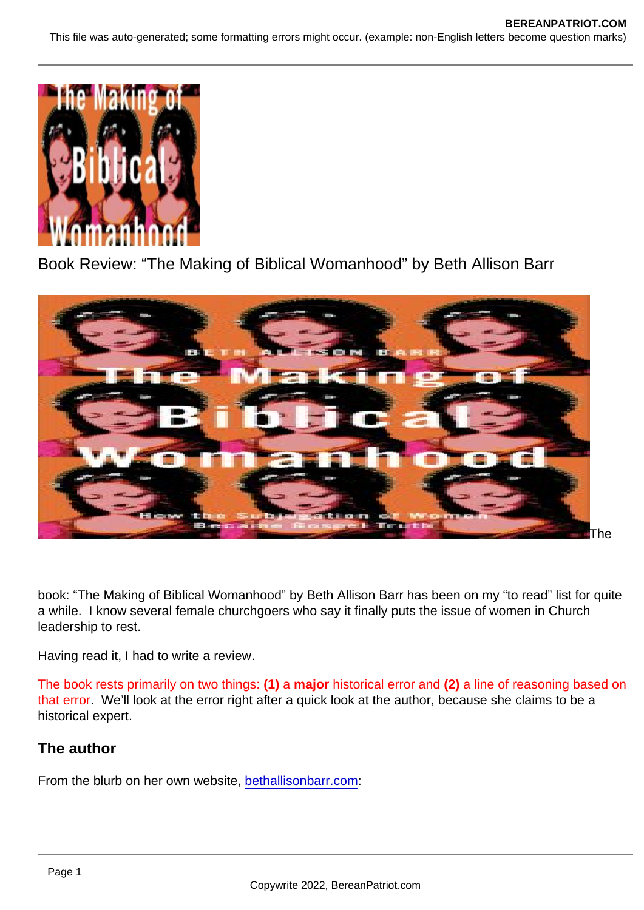Book Review: "The Making of Biblical Womanhood" by Beth Allison Barr

The book: "The Making of Biblical Womanhood" by Beth Allison Barr has been on my "to read" list for quite a while. I know several female churchgoers who say it finally puts the issue of women in Church leadership to rest.

Having read it, I had to write a review.

The book rests primarily on two things: **(1)** a **major** historical error and **(2)** a line of reasoning based on that error. We'll look at the error right after a quick look at the author, because she claims to be a historical expert.

## The author

From the blurb on her own website, bethallisonbarr.com: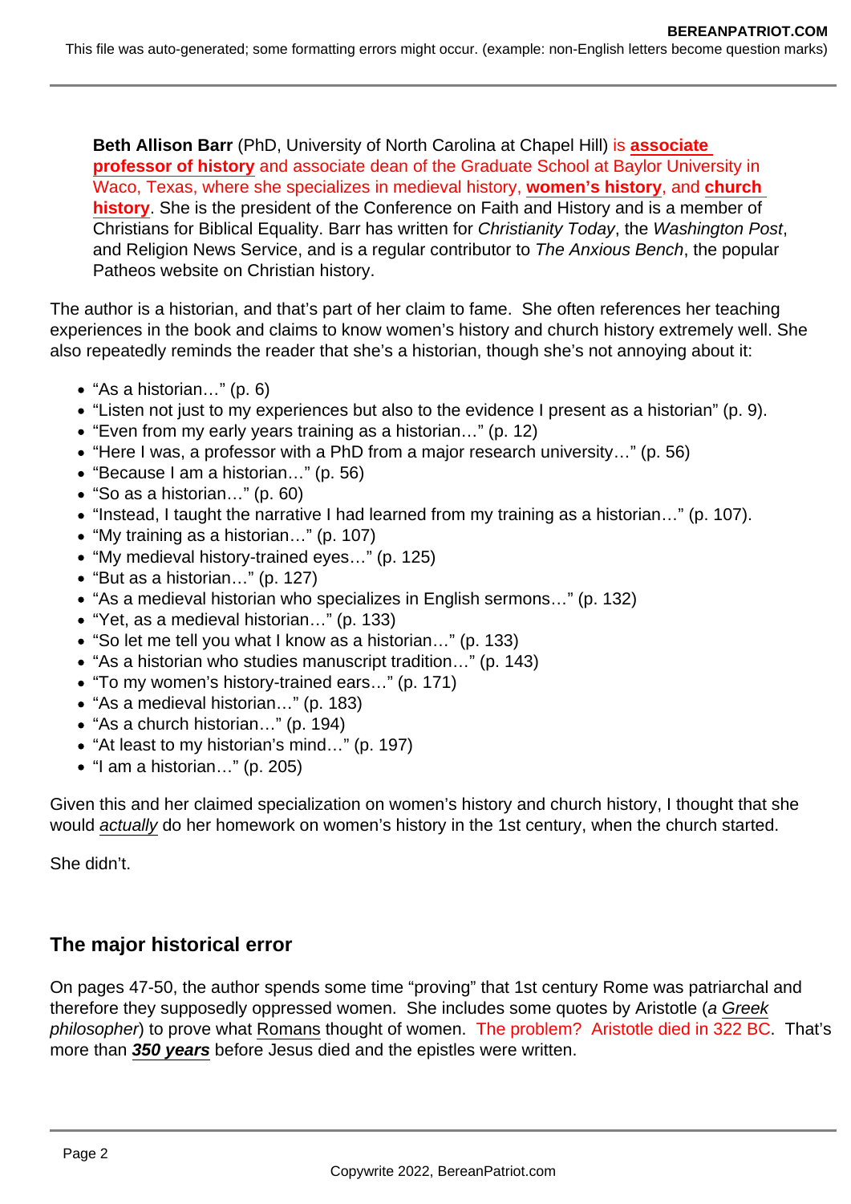> **Beth Allison Barr** (PhD, University of North Carolina at Chapel Hill) is **associate professor of history** and associate dean of the Graduate School at Baylor University in Waco, Texas, where she specializes in medieval history, **women's history**, and **church history**. She is the president of the Conference on Faith and History and is a member of Christians for Biblical Equality. Barr has written for *Christianity Today*, the *Washington Post*, and Religion News Service, and is a regular contributor to *The Anxious Bench*, the popular Patheos website on Christian history.

The author is a historian, and that's part of her claim to fame. She often references her teaching experiences in the book and claims to know women's history and church history extremely well. She also repeatedly reminds the reader that she's a historian, though she's not annoying about it:

- "As a historian…" (p. 6)
- "Listen not just to my experiences but also to the evidence I present as a historian" (p. 9).
- "Even from my early years training as a historian…" (p. 12)
- "Here I was, a professor with a PhD from a major research university…" (p. 56)
- "Because I am a historian…" (p. 56)
- "So as a historian…" (p. 60)
- "Instead, I taught the narrative I had learned from my training as a historian…" (p. 107).
- "My training as a historian…" (p. 107)
- "My medieval history-trained eyes…" (p. 125)
- "But as a historian…" (p. 127)
- "As a medieval historian who specializes in English sermons…" (p. 132)
- "Yet, as a medieval historian…" (p. 133)
- "So let me tell you what I know as a historian…" (p. 133)
- "As a historian who studies manuscript tradition…" (p. 143)
- "To my women's history-trained ears…" (p. 171)
- "As a medieval historian…" (p. 183)
- "As a church historian…" (p. 194)
- "At least to my historian's mind…" (p. 197)
- "I am a historian…" (p. 205)

Given this and her claimed specialization on women's history and church history, I thought that she would *actually* do her homework on women's history in the 1st century, when the church started.

She didn't.

## The major historical error

On pages 47-50, the author spends some time "proving" that 1st century Rome was patriarchal and therefore they supposedly oppressed women. She includes some quotes by Aristotle (*a Greek philosopher*) to prove what Romans thought of women. The problem? Aristotle died in 322 BC. That's more than ***350 years*** before Jesus died and the epistles were written.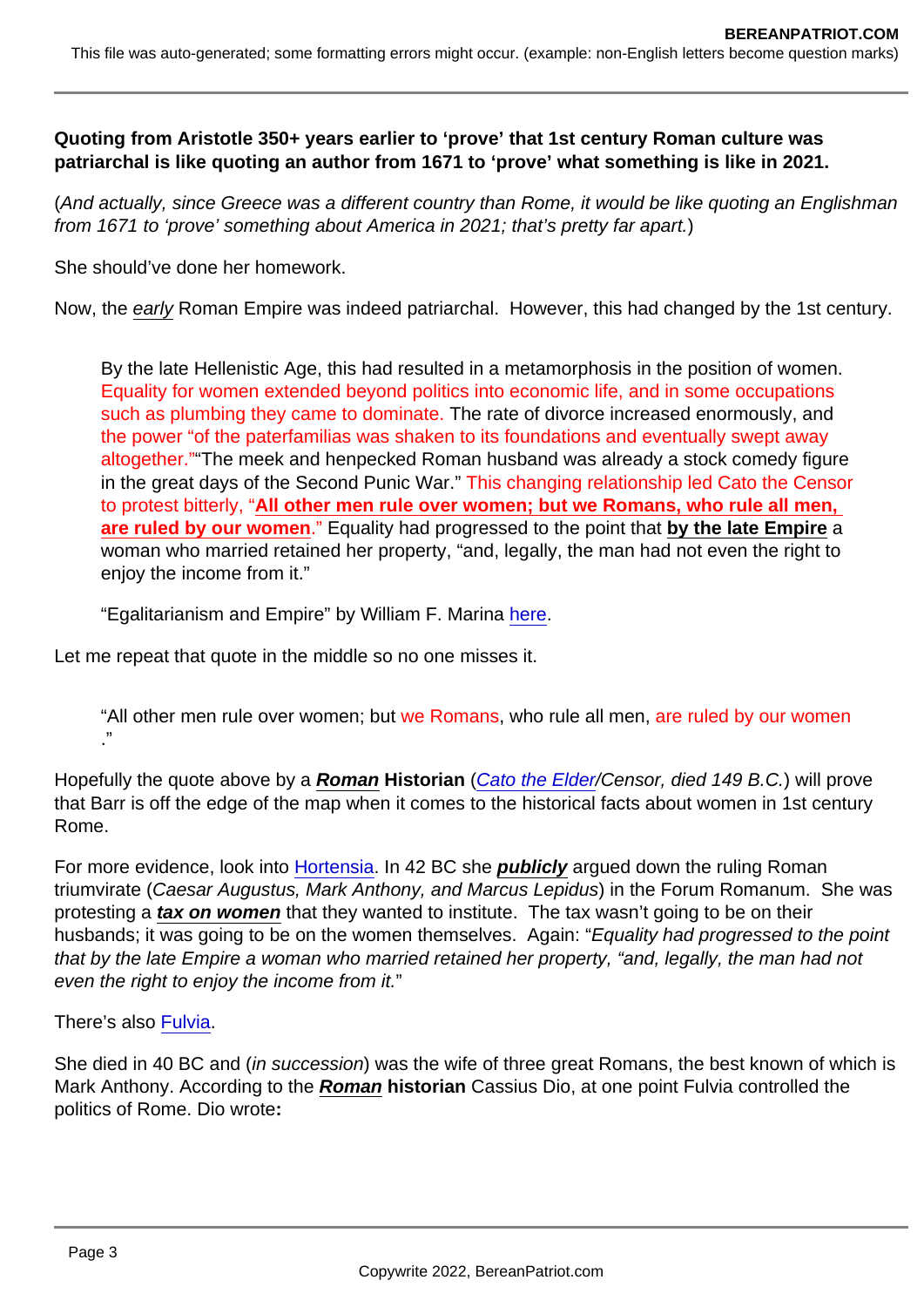**Quoting from Aristotle 350+ years earlier to 'prove' that 1st century Roman culture was patriarchal is like quoting an author from 1671 to 'prove' what something is like in 2021.**

(*And actually, since Greece was a different country than Rome, it would be like quoting an Englishman from 1671 to 'prove' something about America in 2021; that's pretty far apart.*)

She should've done her homework.

Now, the *early* Roman Empire was indeed patriarchal. However, this had changed by the 1st century.

> By the late Hellenistic Age, this had resulted in a metamorphosis in the position of women. Equality for women extended beyond politics into economic life, and in some occupations such as plumbing they came to dominate. The rate of divorce increased enormously, and the power "of the paterfamilias was shaken to its foundations and eventually swept away altogether.""The meek and henpecked Roman husband was already a stock comedy figure in the great days of the Second Punic War." This changing relationship led Cato the Censor to protest bitterly, "**All other men rule over women; but we Romans, who rule all men, are ruled by our women**." Equality had progressed to the point that **by the late Empire** a woman who married retained her property, "and, legally, the man had not even the right to enjoy the income from it."
>
> "Egalitarianism and Empire" by William F. Marina here.

Let me repeat that quote in the middle so no one misses it.

> "All other men rule over women; but we Romans, who rule all men, are ruled by our women."

Hopefully the quote above by a ***Roman*** **Historian** (*Cato the Elder/Censor, died 149 B.C.*) will prove that Barr is off the edge of the map when it comes to the historical facts about women in 1st century Rome.

For more evidence, look into Hortensia. In 42 BC she ***publicly*** argued down the ruling Roman triumvirate (*Caesar Augustus, Mark Anthony, and Marcus Lepidus*) in the Forum Romanum. She was protesting a ***tax on women*** that they wanted to institute. The tax wasn't going to be on their husbands; it was going to be on the women themselves. Again: "*Equality had progressed to the point that by the late Empire a woman who married retained her property, "and, legally, the man had not even the right to enjoy the income from it.*"

There's also Fulvia.

She died in 40 BC and (*in succession*) was the wife of three great Romans, the best known of which is Mark Anthony. According to the ***Roman*** **historian** Cassius Dio, at one point Fulvia controlled the politics of Rome. Dio wrote**:**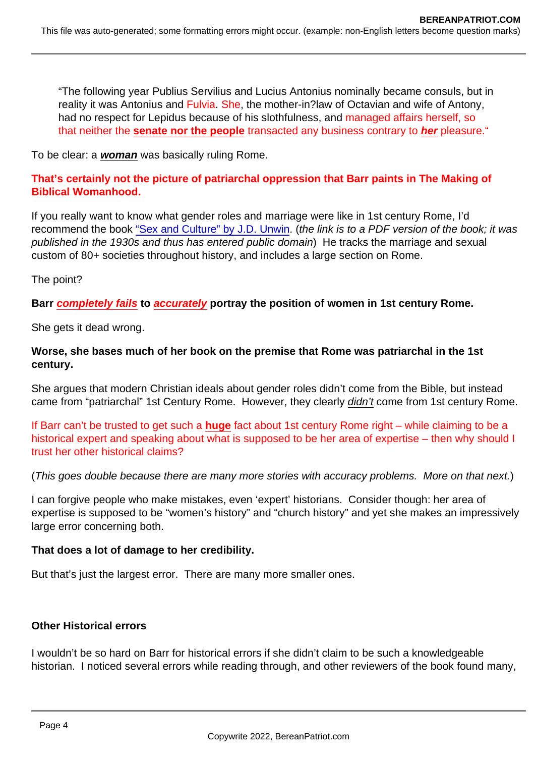> "The following year Publius Servilius and Lucius Antonius nominally became consuls, but in reality it was Antonius and Fulvia. She, the mother-in?law of Octavian and wife of Antony, had no respect for Lepidus because of his slothfulness, and managed affairs herself, so that neither the **senate nor the people** transacted any business contrary to ***her*** pleasure."

To be clear: a ***woman*** was basically ruling Rome.

**That's certainly not the picture of patriarchal oppression that Barr paints in The Making of Biblical Womanhood.**

If you really want to know what gender roles and marriage were like in 1st century Rome, I'd recommend the book "Sex and Culture" by J.D. Unwin. (*the link is to a PDF version of the book; it was published in the 1930s and thus has entered public domain*) He tracks the marriage and sexual custom of 80+ societies throughout history, and includes a large section on Rome.

The point?

**Barr *completely fails* to *accurately* portray the position of women in 1st century Rome.**

She gets it dead wrong.

**Worse, she bases much of her book on the premise that Rome was patriarchal in the 1st century.**

She argues that modern Christian ideals about gender roles didn't come from the Bible, but instead came from "patriarchal" 1st Century Rome. However, they clearly *didn't* come from 1st century Rome.

If Barr can't be trusted to get such a **huge** fact about 1st century Rome right – while claiming to be a historical expert and speaking about what is supposed to be her area of expertise – then why should I trust her other historical claims?

(*This goes double because there are many more stories with accuracy problems. More on that next.*)

I can forgive people who make mistakes, even 'expert' historians. Consider though: her area of expertise is supposed to be "women's history" and "church history" and yet she makes an impressively large error concerning both.

**That does a lot of damage to her credibility.**

But that's just the largest error. There are many more smaller ones.

**Other Historical errors**

I wouldn't be so hard on Barr for historical errors if she didn't claim to be such a knowledgeable historian. I noticed several errors while reading through, and other reviewers of the book found many,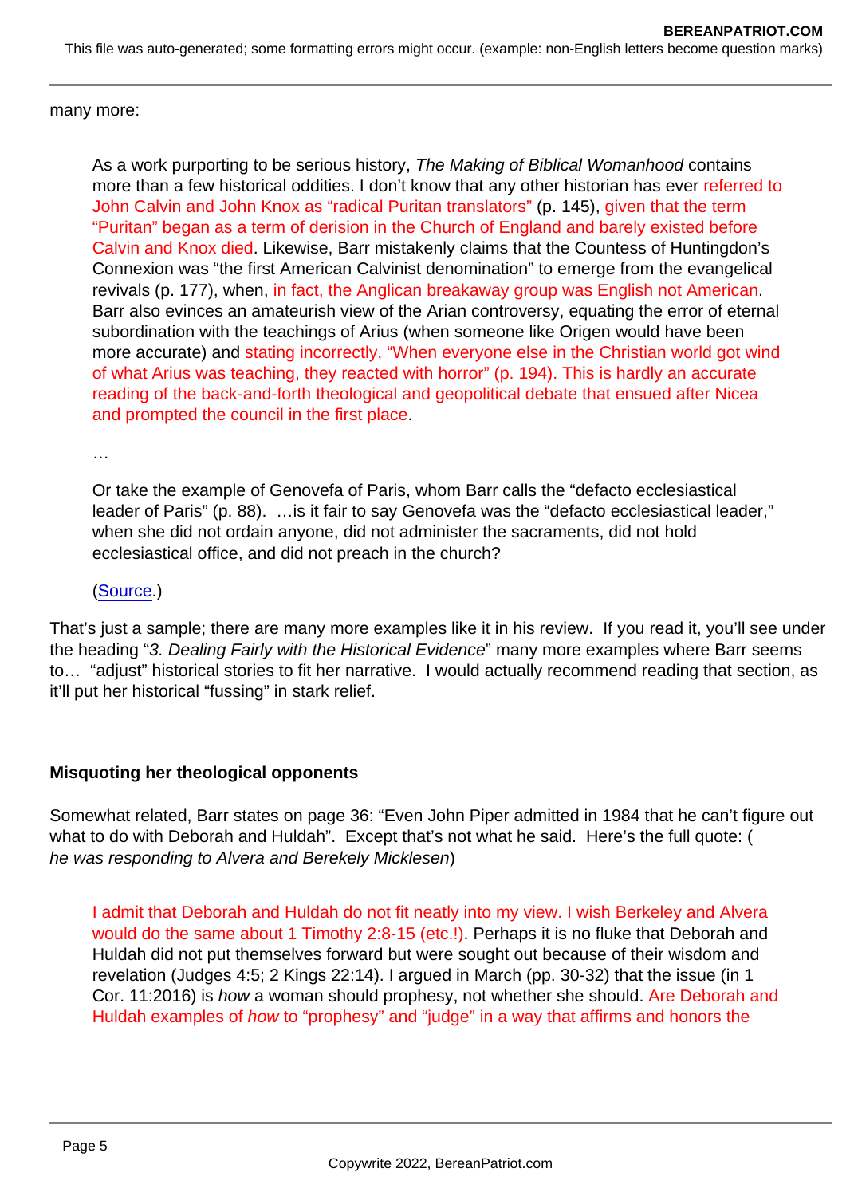many more:

> As a work purporting to be serious history, *The Making of Biblical Womanhood* contains more than a few historical oddities. I don't know that any other historian has ever referred to John Calvin and John Knox as "radical Puritan translators" (p. 145), given that the term "Puritan" began as a term of derision in the Church of England and barely existed before Calvin and Knox died. Likewise, Barr mistakenly claims that the Countess of Huntingdon's Connexion was "the first American Calvinist denomination" to emerge from the evangelical revivals (p. 177), when, in fact, the Anglican breakaway group was English not American. Barr also evinces an amateurish view of the Arian controversy, equating the error of eternal subordination with the teachings of Arius (when someone like Origen would have been more accurate) and stating incorrectly, "When everyone else in the Christian world got wind of what Arius was teaching, they reacted with horror" (p. 194). This is hardly an accurate reading of the back-and-forth theological and geopolitical debate that ensued after Nicea and prompted the council in the first place.
>
> …
>
> Or take the example of Genovefa of Paris, whom Barr calls the "defacto ecclesiastical leader of Paris" (p. 88). …is it fair to say Genovefa was the "defacto ecclesiastical leader," when she did not ordain anyone, did not administer the sacraments, did not hold ecclesiastical office, and did not preach in the church?
>
> (Source.)

That's just a sample; there are many more examples like it in his review. If you read it, you'll see under the heading "*3. Dealing Fairly with the Historical Evidence*" many more examples where Barr seems to… "adjust" historical stories to fit her narrative. I would actually recommend reading that section, as it'll put her historical "fussing" in stark relief.

**Misquoting her theological opponents**

Somewhat related, Barr states on page 36: "Even John Piper admitted in 1984 that he can't figure out what to do with Deborah and Huldah". Except that's not what he said. Here's the full quote: (*he was responding to Alvera and Berekely Micklesen*)

> I admit that Deborah and Huldah do not fit neatly into my view. I wish Berkeley and Alvera would do the same about 1 Timothy 2:8-15 (etc.!). Perhaps it is no fluke that Deborah and Huldah did not put themselves forward but were sought out because of their wisdom and revelation (Judges 4:5; 2 Kings 22:14). I argued in March (pp. 30-32) that the issue (in 1 Cor. 11:2016) is *how* a woman should prophesy, not whether she should. Are Deborah and Huldah examples of *how* to "prophesy" and "judge" in a way that affirms and honors the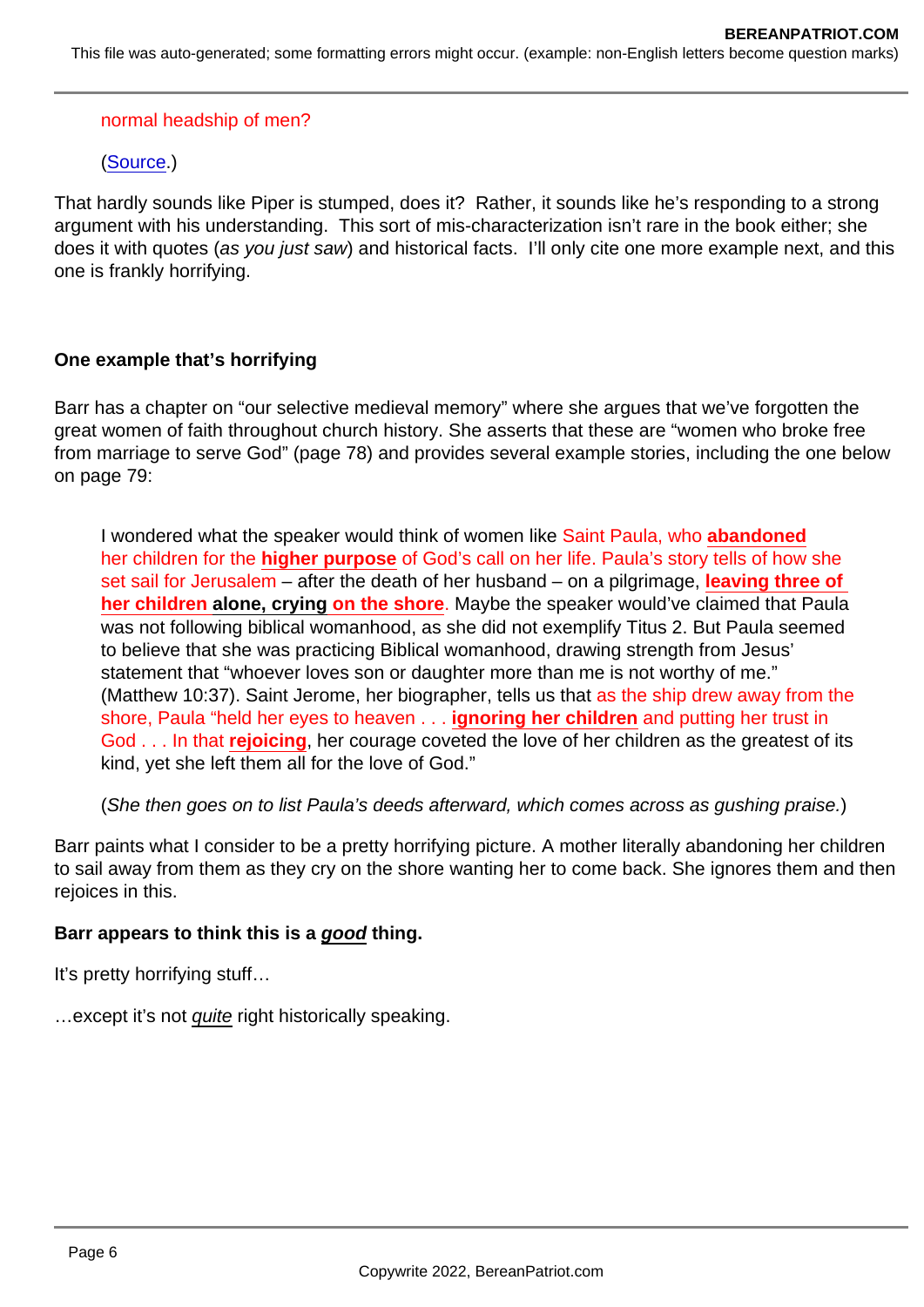> normal headship of men?
>
> (Source.)

That hardly sounds like Piper is stumped, does it? Rather, it sounds like he's responding to a strong argument with his understanding. This sort of mis-characterization isn't rare in the book either; she does it with quotes (*as you just saw*) and historical facts. I'll only cite one more example next, and this one is frankly horrifying.

**One example that's horrifying**

Barr has a chapter on "our selective medieval memory" where she argues that we've forgotten the great women of faith throughout church history. She asserts that these are "women who broke free from marriage to serve God" (page 78) and provides several example stories, including the one below on page 79:

> I wondered what the speaker would think of women like Saint Paula, who **abandoned** her children for the **higher purpose** of God's call on her life. Paula's story tells of how she set sail for Jerusalem – after the death of her husband – on a pilgrimage, **leaving three of her children alone, crying on the shore**. Maybe the speaker would've claimed that Paula was not following biblical womanhood, as she did not exemplify Titus 2. But Paula seemed to believe that she was practicing Biblical womanhood, drawing strength from Jesus' statement that "whoever loves son or daughter more than me is not worthy of me." (Matthew 10:37). Saint Jerome, her biographer, tells us that as the ship drew away from the shore, Paula "held her eyes to heaven . . . **ignoring her children** and putting her trust in God . . . In that **rejoicing**, her courage coveted the love of her children as the greatest of its kind, yet she left them all for the love of God."
>
> (*She then goes on to list Paula's deeds afterward, which comes across as gushing praise.*)

Barr paints what I consider to be a pretty horrifying picture. A mother literally abandoning her children to sail away from them as they cry on the shore wanting her to come back. She ignores them and then rejoices in this.

**Barr appears to think this is a *good* thing.**

It's pretty horrifying stuff…

…except it's not *quite* right historically speaking.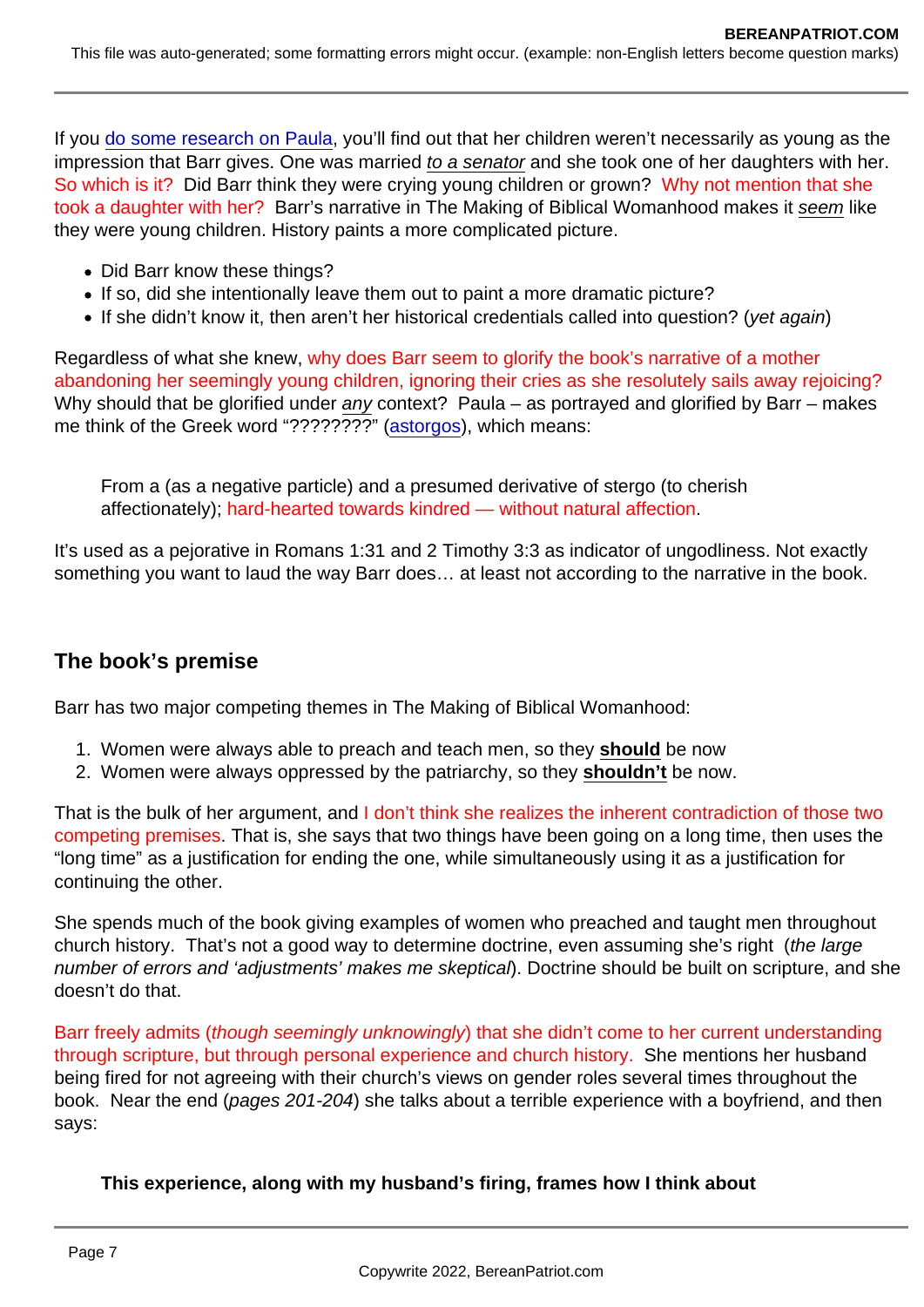If you do some research on Paula, you'll find out that her children weren't necessarily as young as the impression that Barr gives. One was married *to a senator* and she took one of her daughters with her. So which is it? Did Barr think they were crying young children or grown? Why not mention that she took a daughter with her? Barr's narrative in The Making of Biblical Womanhood makes it *seem* like they were young children. History paints a more complicated picture.

- Did Barr know these things?
- If so, did she intentionally leave them out to paint a more dramatic picture?
- If she didn't know it, then aren't her historical credentials called into question? (*yet again*)

Regardless of what she knew, why does Barr seem to glorify the book's narrative of a mother abandoning her seemingly young children, ignoring their cries as she resolutely sails away rejoicing? Why should that be glorified under *any* context? Paula – as portrayed and glorified by Barr – makes me think of the Greek word "????????" (astorgos), which means:

> From a (as a negative particle) and a presumed derivative of stergo (to cherish affectionately); hard-hearted towards kindred — without natural affection.

It's used as a pejorative in Romans 1:31 and 2 Timothy 3:3 as indicator of ungodliness. Not exactly something you want to laud the way Barr does… at least not according to the narrative in the book.

## The book's premise

Barr has two major competing themes in The Making of Biblical Womanhood:

1. Women were always able to preach and teach men, so they **should** be now
2. Women were always oppressed by the patriarchy, so they **shouldn't** be now.

That is the bulk of her argument, and I don't think she realizes the inherent contradiction of those two competing premises. That is, she says that two things have been going on a long time, then uses the "long time" as a justification for ending the one, while simultaneously using it as a justification for continuing the other.

She spends much of the book giving examples of women who preached and taught men throughout church history. That's not a good way to determine doctrine, even assuming she's right (*the large number of errors and 'adjustments' makes me skeptical*). Doctrine should be built on scripture, and she doesn't do that.

Barr freely admits (*though seemingly unknowingly*) that she didn't come to her current understanding through scripture, but through personal experience and church history. She mentions her husband being fired for not agreeing with their church's views on gender roles several times throughout the book. Near the end (*pages 201-204*) she talks about a terrible experience with a boyfriend, and then says:

> **This experience, along with my husband's firing, frames how I think about**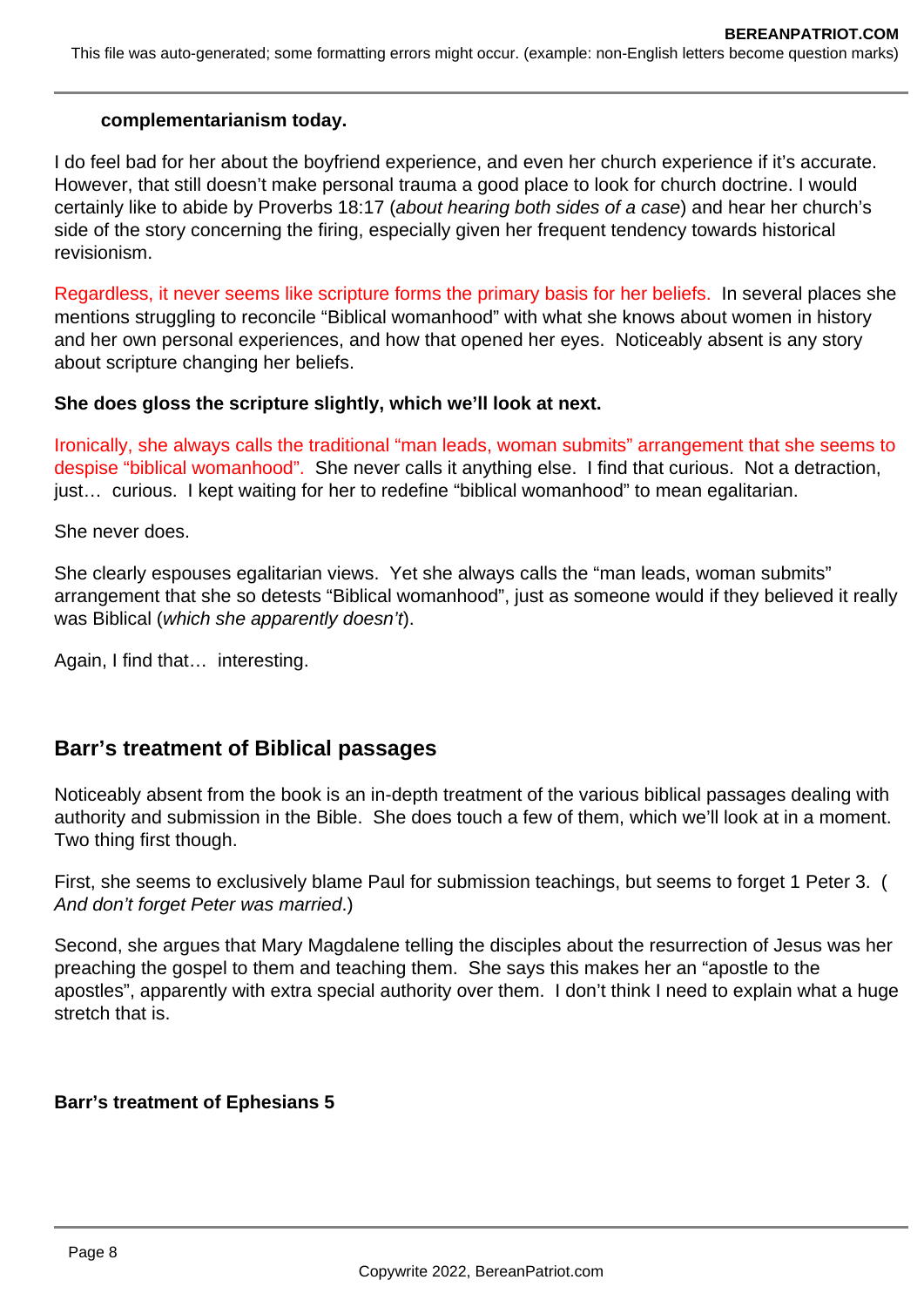**complementarianism today.**

I do feel bad for her about the boyfriend experience, and even her church experience if it's accurate. However, that still doesn't make personal trauma a good place to look for church doctrine. I would certainly like to abide by Proverbs 18:17 (*about hearing both sides of a case*) and hear her church's side of the story concerning the firing, especially given her frequent tendency towards historical revisionism.

Regardless, it never seems like scripture forms the primary basis for her beliefs. In several places she mentions struggling to reconcile "Biblical womanhood" with what she knows about women in history and her own personal experiences, and how that opened her eyes. Noticeably absent is any story about scripture changing her beliefs.

**She does gloss the scripture slightly, which we'll look at next.**

Ironically, she always calls the traditional "man leads, woman submits" arrangement that she seems to despise "biblical womanhood". She never calls it anything else. I find that curious. Not a detraction, just… curious. I kept waiting for her to redefine "biblical womanhood" to mean egalitarian.

She never does.

She clearly espouses egalitarian views. Yet she always calls the "man leads, woman submits" arrangement that she so detests "Biblical womanhood", just as someone would if they believed it really was Biblical (*which she apparently doesn't*).

Again, I find that… interesting.

## Barr's treatment of Biblical passages

Noticeably absent from the book is an in-depth treatment of the various biblical passages dealing with authority and submission in the Bible. She does touch a few of them, which we'll look at in a moment. Two thing first though.

First, she seems to exclusively blame Paul for submission teachings, but seems to forget 1 Peter 3. (*And don't forget Peter was married*.)

Second, she argues that Mary Magdalene telling the disciples about the resurrection of Jesus was her preaching the gospel to them and teaching them. She says this makes her an "apostle to the apostles", apparently with extra special authority over them. I don't think I need to explain what a huge stretch that is.

**Barr's treatment of Ephesians 5**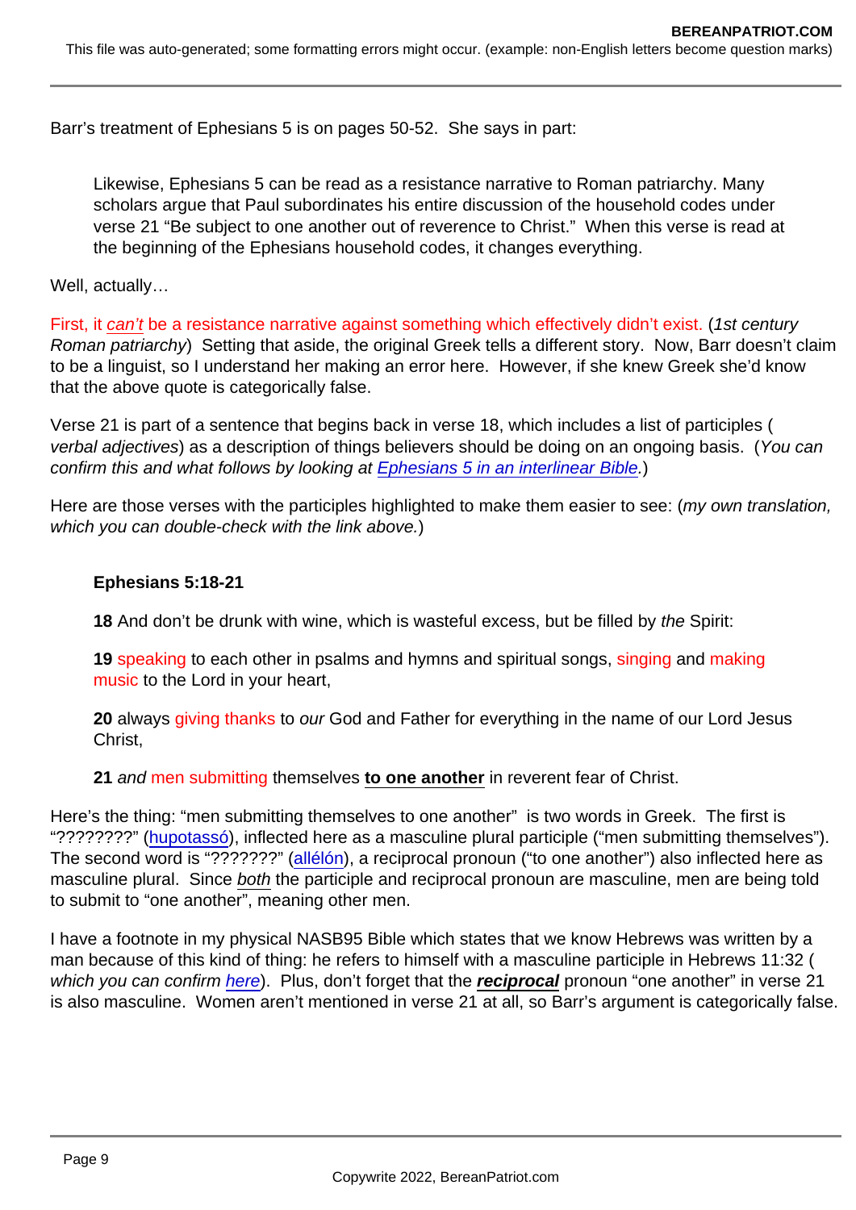Barr's treatment of Ephesians 5 is on pages 50-52. She says in part:

> Likewise, Ephesians 5 can be read as a resistance narrative to Roman patriarchy. Many scholars argue that Paul subordinates his entire discussion of the household codes under verse 21 "Be subject to one another out of reverence to Christ." When this verse is read at the beginning of the Ephesians household codes, it changes everything.

Well, actually…

First, it *can't* be a resistance narrative against something which effectively didn't exist. (*1st century Roman patriarchy*) Setting that aside, the original Greek tells a different story. Now, Barr doesn't claim to be a linguist, so I understand her making an error here. However, if she knew Greek she'd know that the above quote is categorically false.

Verse 21 is part of a sentence that begins back in verse 18, which includes a list of participles (*verbal adjectives*) as a description of things believers should be doing on an ongoing basis. (*You can confirm this and what follows by looking at Ephesians 5 in an interlinear Bible.*)

Here are those verses with the participles highlighted to make them easier to see: (*my own translation, which you can double-check with the link above.*)

> **Ephesians 5:18-21**
>
> **18** And don't be drunk with wine, which is wasteful excess, but be filled by *the* Spirit:
>
> **19** speaking to each other in psalms and hymns and spiritual songs, singing and making music to the Lord in your heart,
>
> **20** always giving thanks to *our* God and Father for everything in the name of our Lord Jesus Christ,
>
> **21** *and* men submitting themselves **to one another** in reverent fear of Christ.

Here's the thing: "men submitting themselves to one another" is two words in Greek. The first is "????????" (hupotassó), inflected here as a masculine plural participle ("men submitting themselves"). The second word is "???????" (allélón), a reciprocal pronoun ("to one another") also inflected here as masculine plural. Since *both* the participle and reciprocal pronoun are masculine, men are being told to submit to "one another", meaning other men.

I have a footnote in my physical NASB95 Bible which states that we know Hebrews was written by a man because of this kind of thing: he refers to himself with a masculine participle in Hebrews 11:32 (*which you can confirm here*). Plus, don't forget that the ***reciprocal*** pronoun "one another" in verse 21 is also masculine. Women aren't mentioned in verse 21 at all, so Barr's argument is categorically false.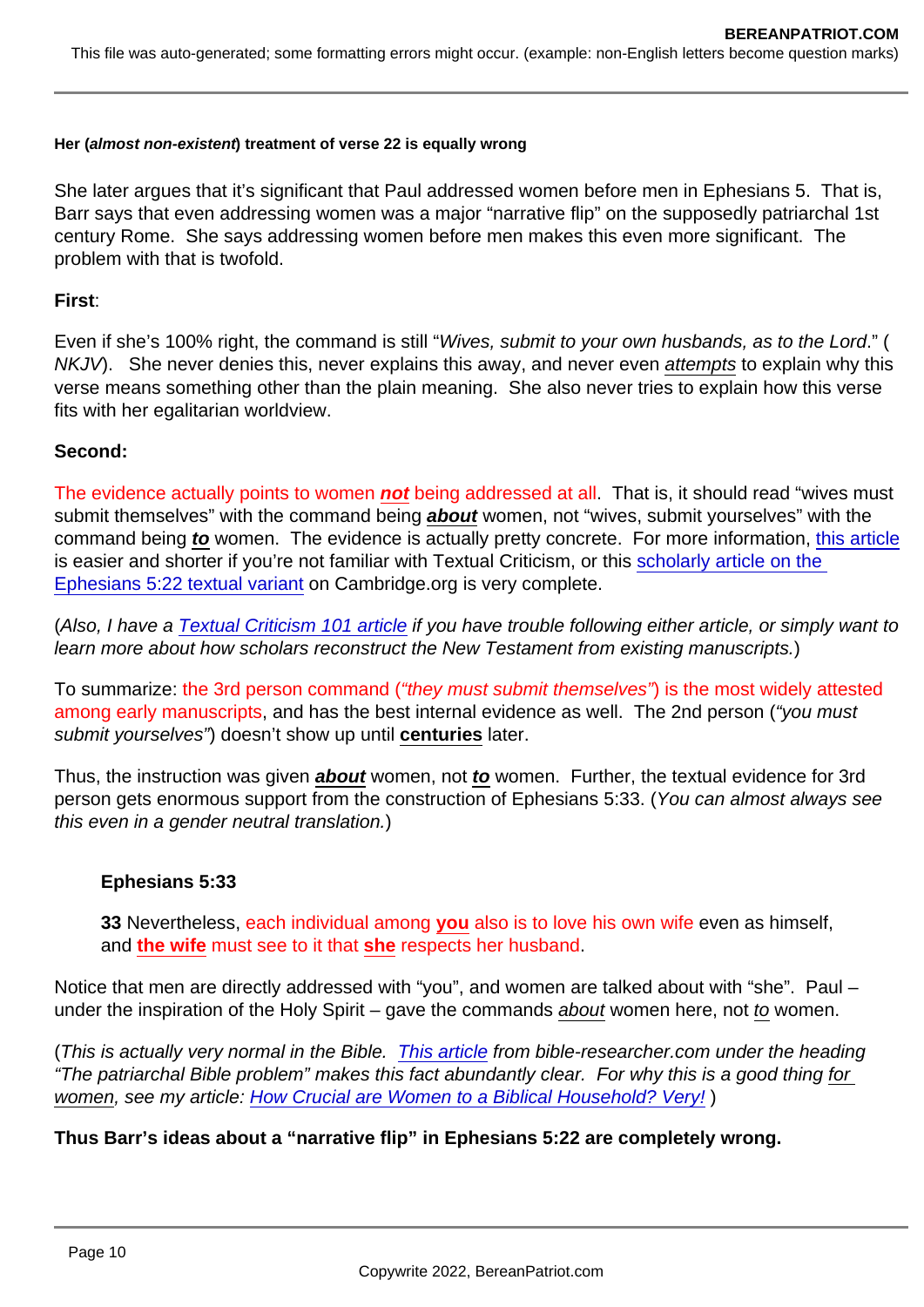**Her (*almost non-existent*) treatment of verse 22 is equally wrong**

She later argues that it's significant that Paul addressed women before men in Ephesians 5. That is, Barr says that even addressing women was a major "narrative flip" on the supposedly patriarchal 1st century Rome. She says addressing women before men makes this even more significant. The problem with that is twofold.

**First**:

Even if she's 100% right, the command is still "*Wives, submit to your own husbands, as to the Lord*." ( *NKJV*). She never denies this, never explains this away, and never even *attempts* to explain why this verse means something other than the plain meaning. She also never tries to explain how this verse fits with her egalitarian worldview.

**Second:**

The evidence actually points to women ***not*** being addressed at all. That is, it should read "wives must submit themselves" with the command being ***about*** women, not "wives, submit yourselves" with the command being ***to*** women. The evidence is actually pretty concrete. For more information, this article is easier and shorter if you're not familiar with Textual Criticism, or this scholarly article on the Ephesians 5:22 textual variant on Cambridge.org is very complete.

(*Also, I have a Textual Criticism 101 article if you have trouble following either article, or simply want to learn more about how scholars reconstruct the New Testament from existing manuscripts.*)

To summarize: the 3rd person command (*"they must submit themselves"*) is the most widely attested among early manuscripts, and has the best internal evidence as well. The 2nd person (*"you must submit yourselves"*) doesn't show up until **centuries** later.

Thus, the instruction was given ***about*** women, not ***to*** women. Further, the textual evidence for 3rd person gets enormous support from the construction of Ephesians 5:33. (*You can almost always see this even in a gender neutral translation.*)

> **Ephesians 5:33**
>
> **33** Nevertheless, each individual among **you** also is to love his own wife even as himself, and **the wife** must see to it that **she** respects her husband.

Notice that men are directly addressed with "you", and women are talked about with "she". Paul – under the inspiration of the Holy Spirit – gave the commands *about* women here, not *to* women.

(*This is actually very normal in the Bible. This article from bible-researcher.com under the heading "The patriarchal Bible problem" makes this fact abundantly clear. For why this is a good thing for women, see my article: How Crucial are Women to a Biblical Household? Very!* )

**Thus Barr's ideas about a "narrative flip" in Ephesians 5:22 are completely wrong.**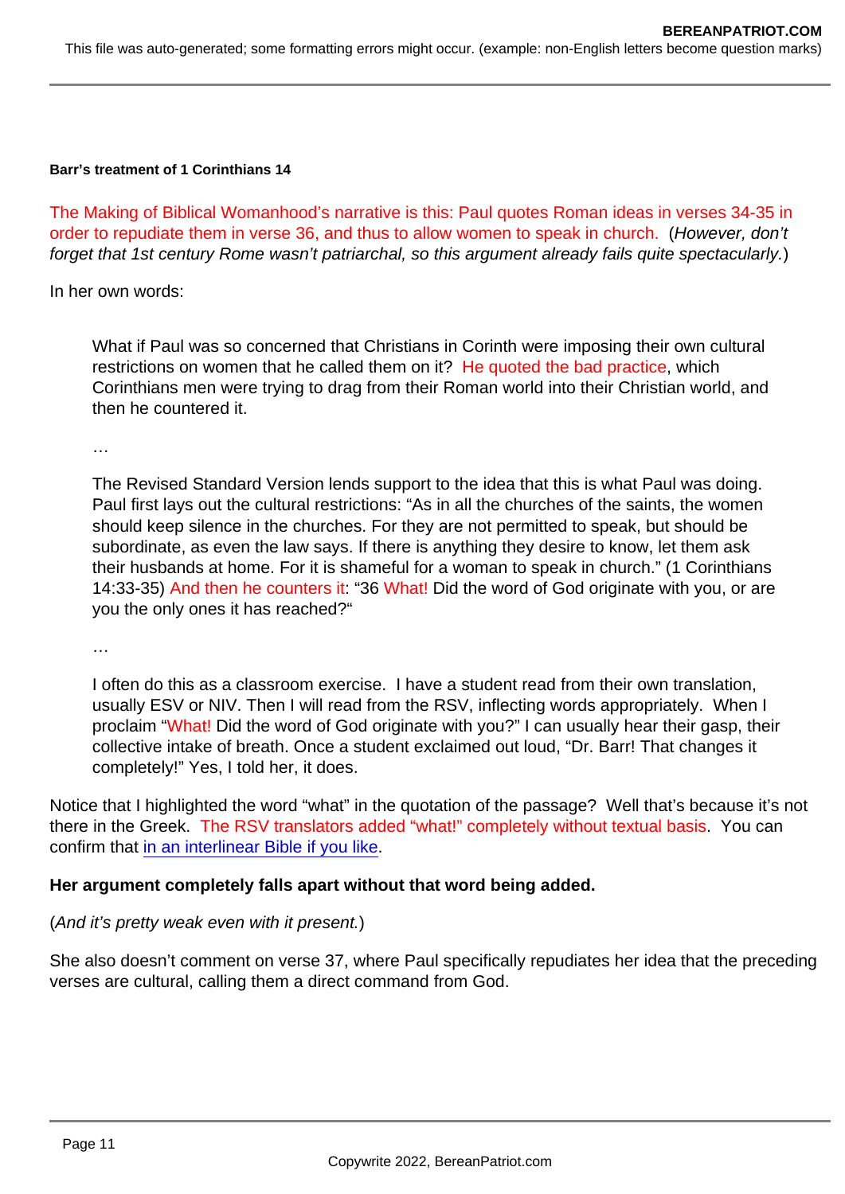**Barr's treatment of 1 Corinthians 14**

The Making of Biblical Womanhood's narrative is this: Paul quotes Roman ideas in verses 34-35 in order to repudiate them in verse 36, and thus to allow women to speak in church. (*However, don't forget that 1st century Rome wasn't patriarchal, so this argument already fails quite spectacularly.*)

In her own words:

> What if Paul was so concerned that Christians in Corinth were imposing their own cultural restrictions on women that he called them on it? He quoted the bad practice, which Corinthians men were trying to drag from their Roman world into their Christian world, and then he countered it.
>
> …
>
> The Revised Standard Version lends support to the idea that this is what Paul was doing. Paul first lays out the cultural restrictions: "As in all the churches of the saints, the women should keep silence in the churches. For they are not permitted to speak, but should be subordinate, as even the law says. If there is anything they desire to know, let them ask their husbands at home. For it is shameful for a woman to speak in church." (1 Corinthians 14:33-35) And then he counters it: "36 What! Did the word of God originate with you, or are you the only ones it has reached?"
>
> …
>
> I often do this as a classroom exercise. I have a student read from their own translation, usually ESV or NIV. Then I will read from the RSV, inflecting words appropriately. When I proclaim "What! Did the word of God originate with you?" I can usually hear their gasp, their collective intake of breath. Once a student exclaimed out loud, "Dr. Barr! That changes it completely!" Yes, I told her, it does.

Notice that I highlighted the word "what" in the quotation of the passage? Well that's because it's not there in the Greek. The RSV translators added "what!" completely without textual basis. You can confirm that in an interlinear Bible if you like.

**Her argument completely falls apart without that word being added.**

(*And it's pretty weak even with it present.*)

She also doesn't comment on verse 37, where Paul specifically repudiates her idea that the preceding verses are cultural, calling them a direct command from God.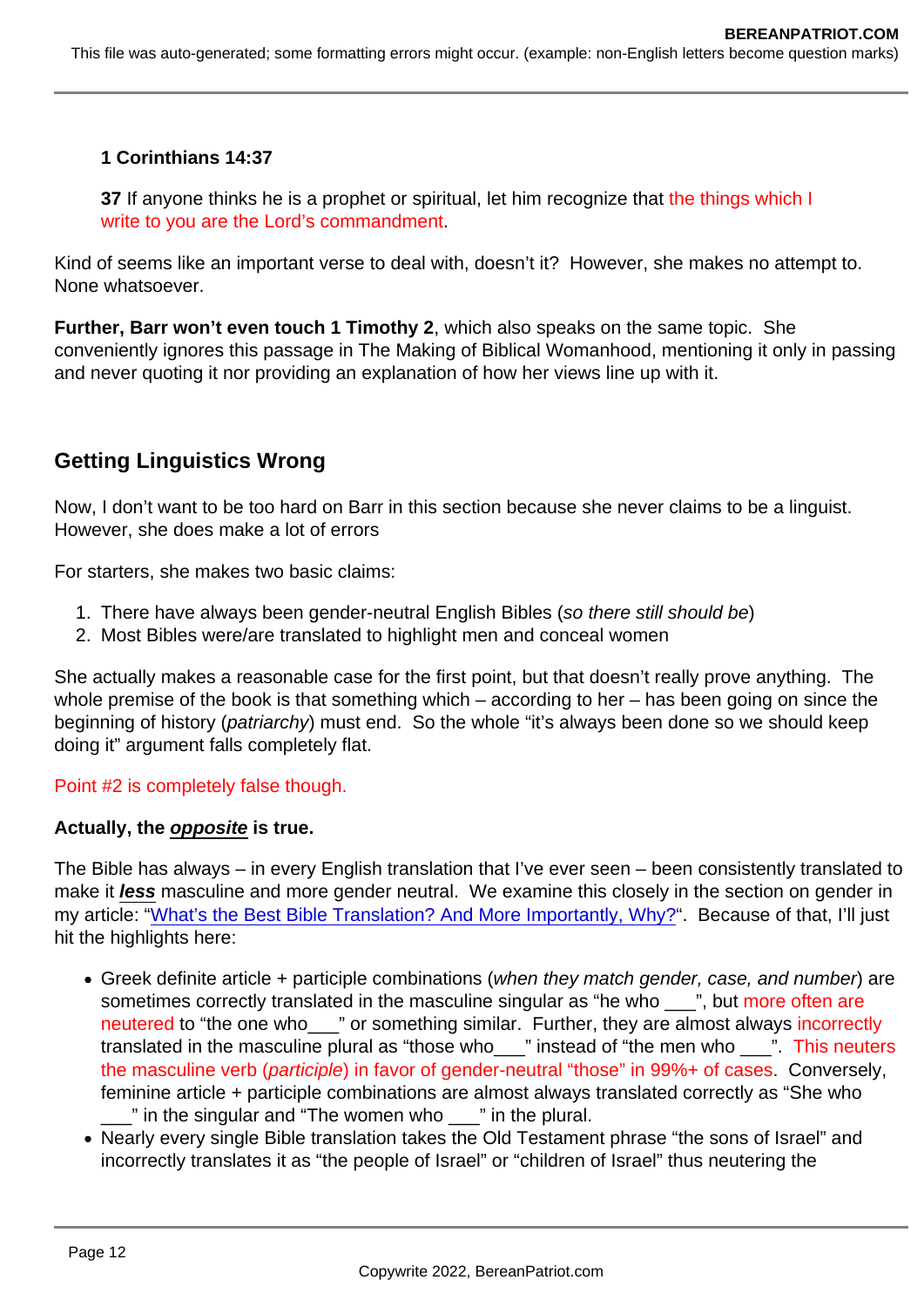**1 Corinthians 14:37**

**37** If anyone thinks he is a prophet or spiritual, let him recognize that the things which I write to you are the Lord's commandment.

Kind of seems like an important verse to deal with, doesn't it? However, she makes no attempt to. None whatsoever.

**Further, Barr won't even touch 1 Timothy 2**, which also speaks on the same topic. She conveniently ignores this passage in The Making of Biblical Womanhood, mentioning it only in passing and never quoting it nor providing an explanation of how her views line up with it.

## Getting Linguistics Wrong

Now, I don't want to be too hard on Barr in this section because she never claims to be a linguist. However, she does make a lot of errors

For starters, she makes two basic claims:

1. There have always been gender-neutral English Bibles (*so there still should be*)
2. Most Bibles were/are translated to highlight men and conceal women

She actually makes a reasonable case for the first point, but that doesn't really prove anything. The whole premise of the book is that something which – according to her – has been going on since the beginning of history (*patriarchy*) must end. So the whole "it's always been done so we should keep doing it" argument falls completely flat.

Point #2 is completely false though.

**Actually, the *opposite* is true.**

The Bible has always – in every English translation that I've ever seen – been consistently translated to make it ***less*** masculine and more gender neutral. We examine this closely in the section on gender in my article: "What's the Best Bible Translation? And More Importantly, Why?". Because of that, I'll just hit the highlights here:

- Greek definite article + participle combinations (*when they match gender, case, and number*) are sometimes correctly translated in the masculine singular as "he who ___", but more often are neutered to "the one who___" or something similar. Further, they are almost always incorrectly translated in the masculine plural as "those who___" instead of "the men who ___". This neuters the masculine verb (*participle*) in favor of gender-neutral "those" in 99%+ of cases. Conversely, feminine article + participle combinations are almost always translated correctly as "She who ___" in the singular and "The women who ___" in the plural.
- Nearly every single Bible translation takes the Old Testament phrase "the sons of Israel" and incorrectly translates it as "the people of Israel" or "children of Israel" thus neutering the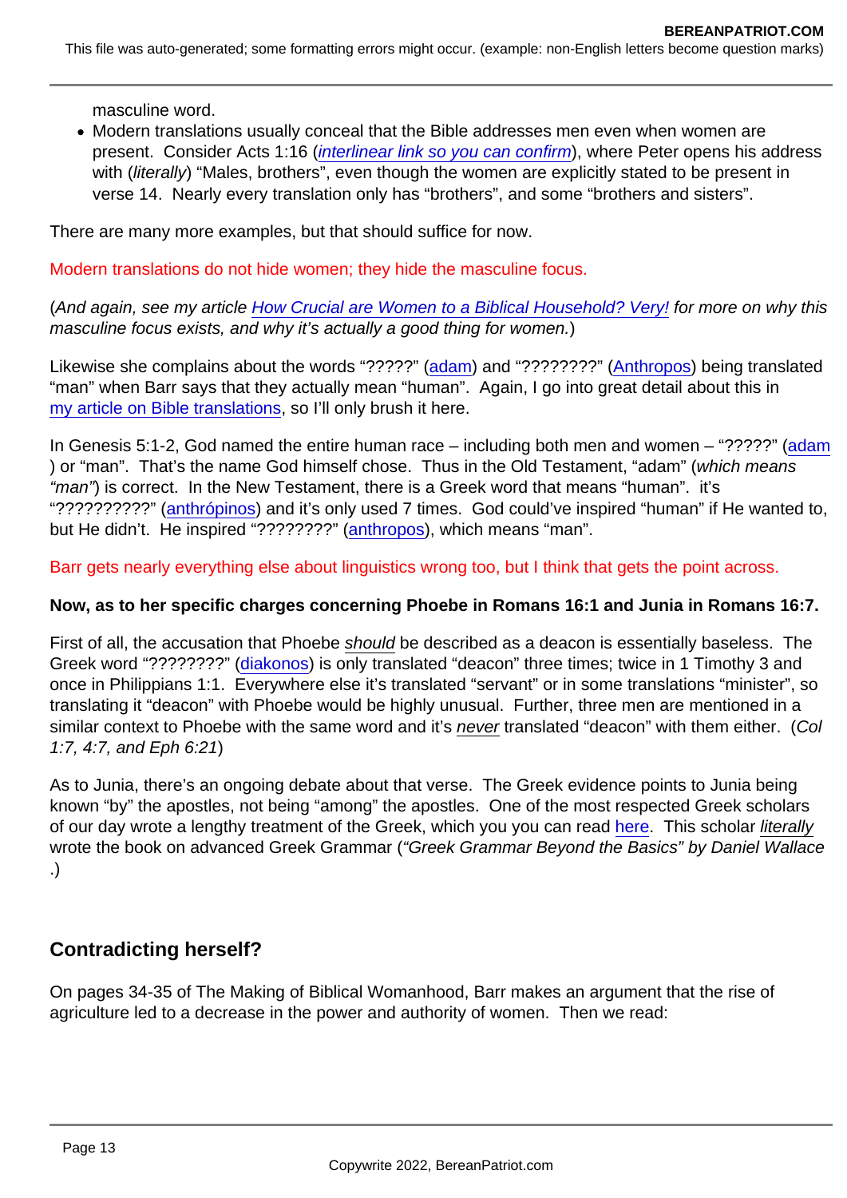masculine word.

- Modern translations usually conceal that the Bible addresses men even when women are present. Consider Acts 1:16 (*interlinear link so you can confirm*), where Peter opens his address with (*literally*) "Males, brothers", even though the women are explicitly stated to be present in verse 14. Nearly every translation only has "brothers", and some "brothers and sisters".

There are many more examples, but that should suffice for now.

Modern translations do not hide women; they hide the masculine focus.

(*And again, see my article How Crucial are Women to a Biblical Household? Very! for more on why this masculine focus exists, and why it's actually a good thing for women.*)

Likewise she complains about the words "?????" (adam) and "????????" (Anthropos) being translated "man" when Barr says that they actually mean "human". Again, I go into great detail about this in my article on Bible translations, so I'll only brush it here.

In Genesis 5:1-2, God named the entire human race – including both men and women – "?????" (adam) or "man". That's the name God himself chose. Thus in the Old Testament, "adam" (*which means "man"*) is correct. In the New Testament, there is a Greek word that means "human". it's "??????????" (anthrópinos) and it's only used 7 times. God could've inspired "human" if He wanted to, but He didn't. He inspired "????????" (anthropos), which means "man".

Barr gets nearly everything else about linguistics wrong too, but I think that gets the point across.

**Now, as to her specific charges concerning Phoebe in Romans 16:1 and Junia in Romans 16:7.**

First of all, the accusation that Phoebe *should* be described as a deacon is essentially baseless. The Greek word "????????" (diakonos) is only translated "deacon" three times; twice in 1 Timothy 3 and once in Philippians 1:1. Everywhere else it's translated "servant" or in some translations "minister", so translating it "deacon" with Phoebe would be highly unusual. Further, three men are mentioned in a similar context to Phoebe with the same word and it's *never* translated "deacon" with them either. (*Col 1:7, 4:7, and Eph 6:21*)

As to Junia, there's an ongoing debate about that verse. The Greek evidence points to Junia being known "by" the apostles, not being "among" the apostles. One of the most respected Greek scholars of our day wrote a lengthy treatment of the Greek, which you you can read here. This scholar *literally* wrote the book on advanced Greek Grammar (*"Greek Grammar Beyond the Basics" by Daniel Wallace*.)

## Contradicting herself?

On pages 34-35 of The Making of Biblical Womanhood, Barr makes an argument that the rise of agriculture led to a decrease in the power and authority of women. Then we read: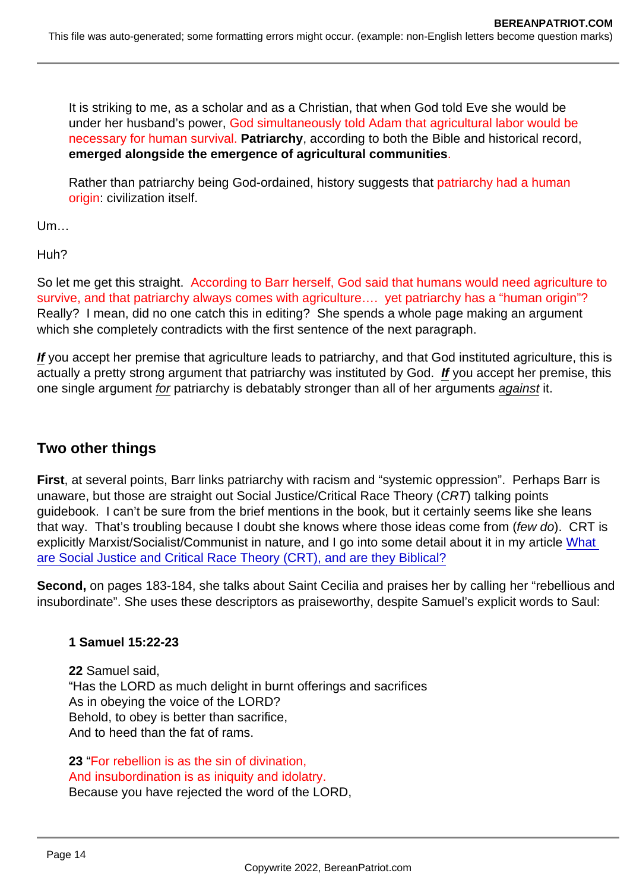> It is striking to me, as a scholar and as a Christian, that when God told Eve she would be under her husband's power, God simultaneously told Adam that agricultural labor would be necessary for human survival. **Patriarchy**, according to both the Bible and historical record, **emerged alongside the emergence of agricultural communities**.
>
> Rather than patriarchy being God-ordained, history suggests that patriarchy had a human origin: civilization itself.

Um…

Huh?

So let me get this straight. According to Barr herself, God said that humans would need agriculture to survive, and that patriarchy always comes with agriculture…. yet patriarchy has a "human origin"? Really? I mean, did no one catch this in editing? She spends a whole page making an argument which she completely contradicts with the first sentence of the next paragraph.

***If*** you accept her premise that agriculture leads to patriarchy, and that God instituted agriculture, this is actually a pretty strong argument that patriarchy was instituted by God. ***If*** you accept her premise, this one single argument *for* patriarchy is debatably stronger than all of her arguments *against* it.

## Two other things

**First**, at several points, Barr links patriarchy with racism and "systemic oppression". Perhaps Barr is unaware, but those are straight out Social Justice/Critical Race Theory (*CRT*) talking points guidebook. I can't be sure from the brief mentions in the book, but it certainly seems like she leans that way. That's troubling because I doubt she knows where those ideas come from (*few do*). CRT is explicitly Marxist/Socialist/Communist in nature, and I go into some detail about it in my article What are Social Justice and Critical Race Theory (CRT), and are they Biblical?

**Second,** on pages 183-184, she talks about Saint Cecilia and praises her by calling her "rebellious and insubordinate". She uses these descriptors as praiseworthy, despite Samuel's explicit words to Saul:

> **1 Samuel 15:22-23**
>
> **22** Samuel said,
> "Has the LORD as much delight in burnt offerings and sacrifices
> As in obeying the voice of the LORD?
> Behold, to obey is better than sacrifice,
> And to heed than the fat of rams.
>
> **23** "For rebellion is as the sin of divination,
> And insubordination is as iniquity and idolatry.
> Because you have rejected the word of the LORD,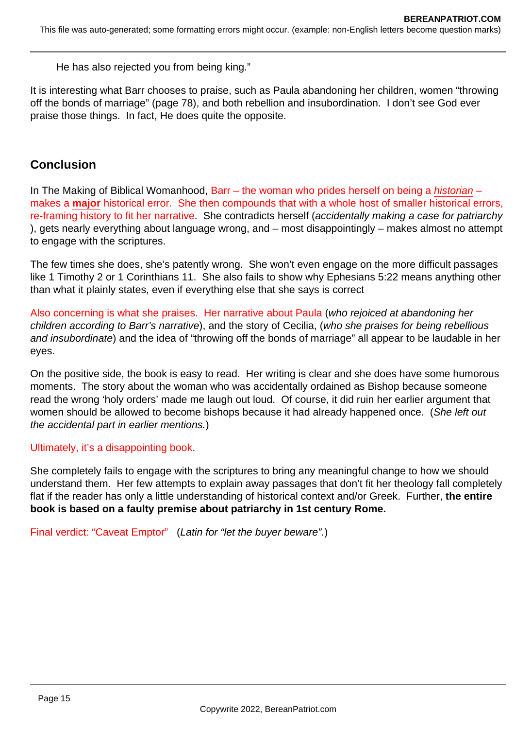He has also rejected you from being king."

It is interesting what Barr chooses to praise, such as Paula abandoning her children, women "throwing off the bonds of marriage" (page 78), and both rebellion and insubordination. I don't see God ever praise those things. In fact, He does quite the opposite.

## Conclusion

In The Making of Biblical Womanhood, Barr – the woman who prides herself on being a *historian* – makes a **major** historical error. She then compounds that with a whole host of smaller historical errors, re-framing history to fit her narrative. She contradicts herself (*accidentally making a case for patriarchy*), gets nearly everything about language wrong, and – most disappointingly – makes almost no attempt to engage with the scriptures.

The few times she does, she's patently wrong. She won't even engage on the more difficult passages like 1 Timothy 2 or 1 Corinthians 11. She also fails to show why Ephesians 5:22 means anything other than what it plainly states, even if everything else that she says is correct

Also concerning is what she praises. Her narrative about Paula (*who rejoiced at abandoning her children according to Barr's narrative*), and the story of Cecilia, (*who she praises for being rebellious and insubordinate*) and the idea of "throwing off the bonds of marriage" all appear to be laudable in her eyes.

On the positive side, the book is easy to read. Her writing is clear and she does have some humorous moments. The story about the woman who was accidentally ordained as Bishop because someone read the wrong 'holy orders' made me laugh out loud. Of course, it did ruin her earlier argument that women should be allowed to become bishops because it had already happened once. (*She left out the accidental part in earlier mentions.*)

Ultimately, it's a disappointing book.

She completely fails to engage with the scriptures to bring any meaningful change to how we should understand them. Her few attempts to explain away passages that don't fit her theology fall completely flat if the reader has only a little understanding of historical context and/or Greek. Further, **the entire book is based on a faulty premise about patriarchy in 1st century Rome.**

Final verdict: "Caveat Emptor" (*Latin for "let the buyer beware".*)